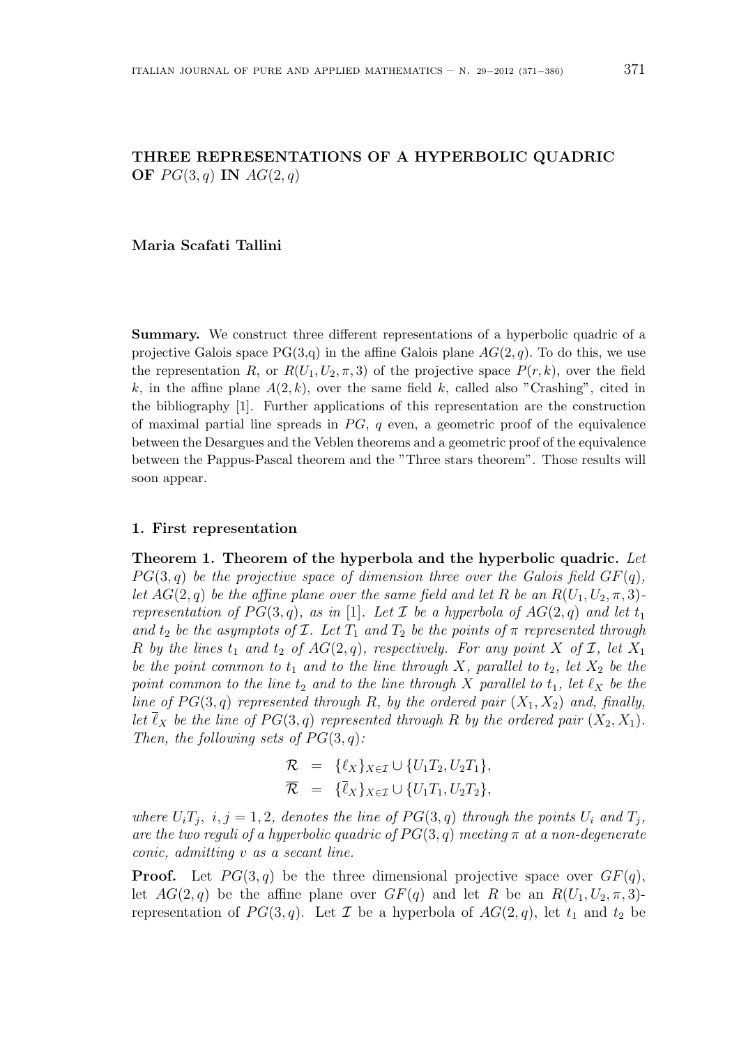# THREE REPRESENTATIONS OF A HYPERBOLIC QUADRIC OF $PG(3, q)$ IN $AG(2, q)$

**Maria Scafati Tallini**

**Summary.** We construct three different representations of a hyperbolic quadric of a projective Galois space PG(3,q) in the affine Galois plane $AG(2, q)$. To do this, we use the representation $R$, or $R(U_1, U_2, \pi, 3)$ of the projective space $P(r, k)$, over the field $k$, in the affine plane $A(2, k)$, over the same field $k$, called also "Crashing", cited in the bibliography [1]. Further applications of this representation are the construction of maximal partial line spreads in $PG$, $q$ even, a geometric proof of the equivalence between the Desargues and the Veblen theorems and a geometric proof of the equivalence between the Pappus-Pascal theorem and the "Three stars theorem". Those results will soon appear.

## 1. First representation

**Theorem 1. Theorem of the hyperbola and the hyperbolic quadric.** *Let $PG(3, q)$ be the projective space of dimension three over the Galois field $GF(q)$, let $AG(2, q)$ be the affine plane over the same field and let $R$ be an $R(U_1, U_2, \pi, 3)$-representation of $PG(3, q)$, as in [1]. Let $\mathcal{I}$ be a hyperbola of $AG(2, q)$ and let $t_1$ and $t_2$ be the asymptots of $\mathcal{I}$. Let $T_1$ and $T_2$ be the points of $\pi$ represented through $R$ by the lines $t_1$ and $t_2$ of $AG(2, q)$, respectively. For any point $X$ of $\mathcal{I}$, let $X_1$ be the point common to $t_1$ and to the line through $X$, parallel to $t_2$, let $X_2$ be the point common to the line $t_2$ and to the line through $X$ parallel to $t_1$, let $\ell_X$ be the line of $PG(3, q)$ represented through $R$, by the ordered pair $(X_1, X_2)$ and, finally, let $\overline{\ell}_X$ be the line of $PG(3, q)$ represented through $R$ by the ordered pair $(X_2, X_1)$. Then, the following sets of $PG(3, q)$:*

$$
\begin{aligned}
\mathcal{R} &= \{\ell_X\}_{X \in \mathcal{I}} \cup \{U_1T_2, U_2T_1\}, \\
\overline{\mathcal{R}} &= \{\overline{\ell}_X\}_{X \in \mathcal{I}} \cup \{U_1T_1, U_2T_2\},
\end{aligned}
$$

*where $U_iT_j$, $i, j = 1, 2$, denotes the line of $PG(3, q)$ through the points $U_i$ and $T_j$, are the two reguli of a hyperbolic quadric of $PG(3, q)$ meeting $\pi$ at a non-degenerate conic, admitting $v$ as a secant line.*

**Proof.** Let $PG(3, q)$ be the three dimensional projective space over $GF(q)$, let $AG(2, q)$ be the affine plane over $GF(q)$ and let $R$ be an $R(U_1, U_2, \pi, 3)$-representation of $PG(3, q)$. Let $\mathcal{I}$ be a hyperbola of $AG(2, q)$, let $t_1$ and $t_2$ be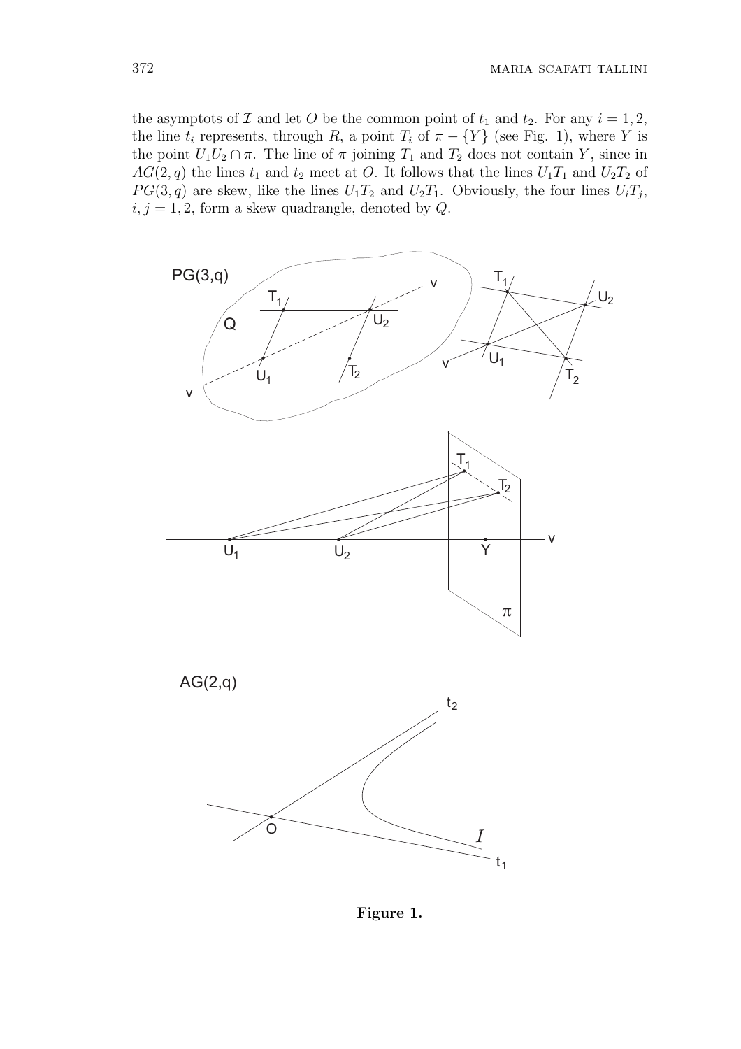the asymptots of $\mathcal{I}$ and let $O$ be the common point of $t_1$ and $t_2$. For any $i = 1, 2$, the line $t_i$ represents, through $R$, a point $T_i$ of $\pi - \{Y\}$ (see Fig. 1), where $Y$ is the point $U_1U_2 \cap \pi$. The line of $\pi$ joining $T_1$ and $T_2$ does not contain $Y$, since in $AG(2, q)$ the lines $t_1$ and $t_2$ meet at $O$. It follows that the lines $U_1T_1$ and $U_2T_2$ of $PG(3, q)$ are skew, like the lines $U_1T_2$ and $U_2T_1$. Obviously, the four lines $U_iT_j$, $i, j = 1, 2$, form a skew quadrangle, denoted by $Q$.

**Figure 1.**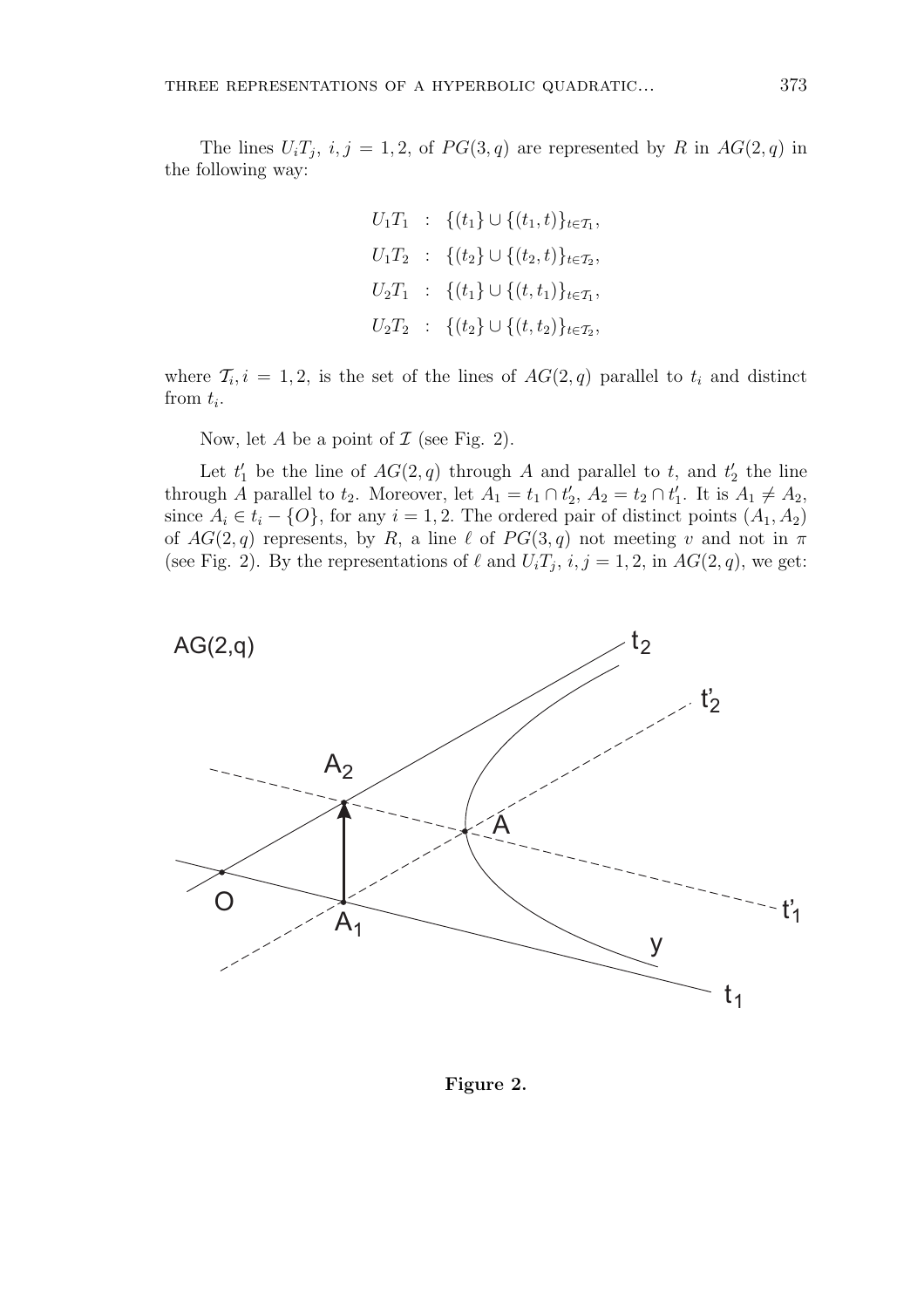The lines $U_iT_j$, $i, j = 1, 2$, of $PG(3, q)$ are represented by $R$ in $AG(2, q)$ in the following way:

$$
\begin{aligned}
U_1T_1 &: \{(t_1\} \cup \{(t_1, t)\}_{t \in \mathcal{T}_1}, \\
U_1T_2 &: \{(t_2\} \cup \{(t_2, t)\}_{t \in \mathcal{T}_2}, \\
U_2T_1 &: \{(t_1\} \cup \{(t, t_1)\}_{t \in \mathcal{T}_1}, \\
U_2T_2 &: \{(t_2\} \cup \{(t, t_2)\}_{t \in \mathcal{T}_2},
\end{aligned}
$$

where $\mathcal{T}_i, i = 1, 2$, is the set of the lines of $AG(2, q)$ parallel to $t_i$ and distinct from $t_i$.

Now, let $A$ be a point of $\mathcal{I}$ (see Fig. 2).

Let $t_1'$ be the line of $AG(2, q)$ through $A$ and parallel to $t$, and $t_2'$ the line through $A$ parallel to $t_2$. Moreover, let $A_1 = t_1 \cap t_2'$, $A_2 = t_2 \cap t_1'$. It is $A_1 \neq A_2$, since $A_i \in t_i - \{O\}$, for any $i = 1, 2$. The ordered pair of distinct points $(A_1, A_2)$ of $AG(2, q)$ represents, by $R$, a line $\ell$ of $PG(3, q)$ not meeting $v$ and not in $\pi$ (see Fig. 2). By the representations of $\ell$ and $U_iT_j$, $i, j = 1, 2$, in $AG(2, q)$, we get:

**Figure 2.**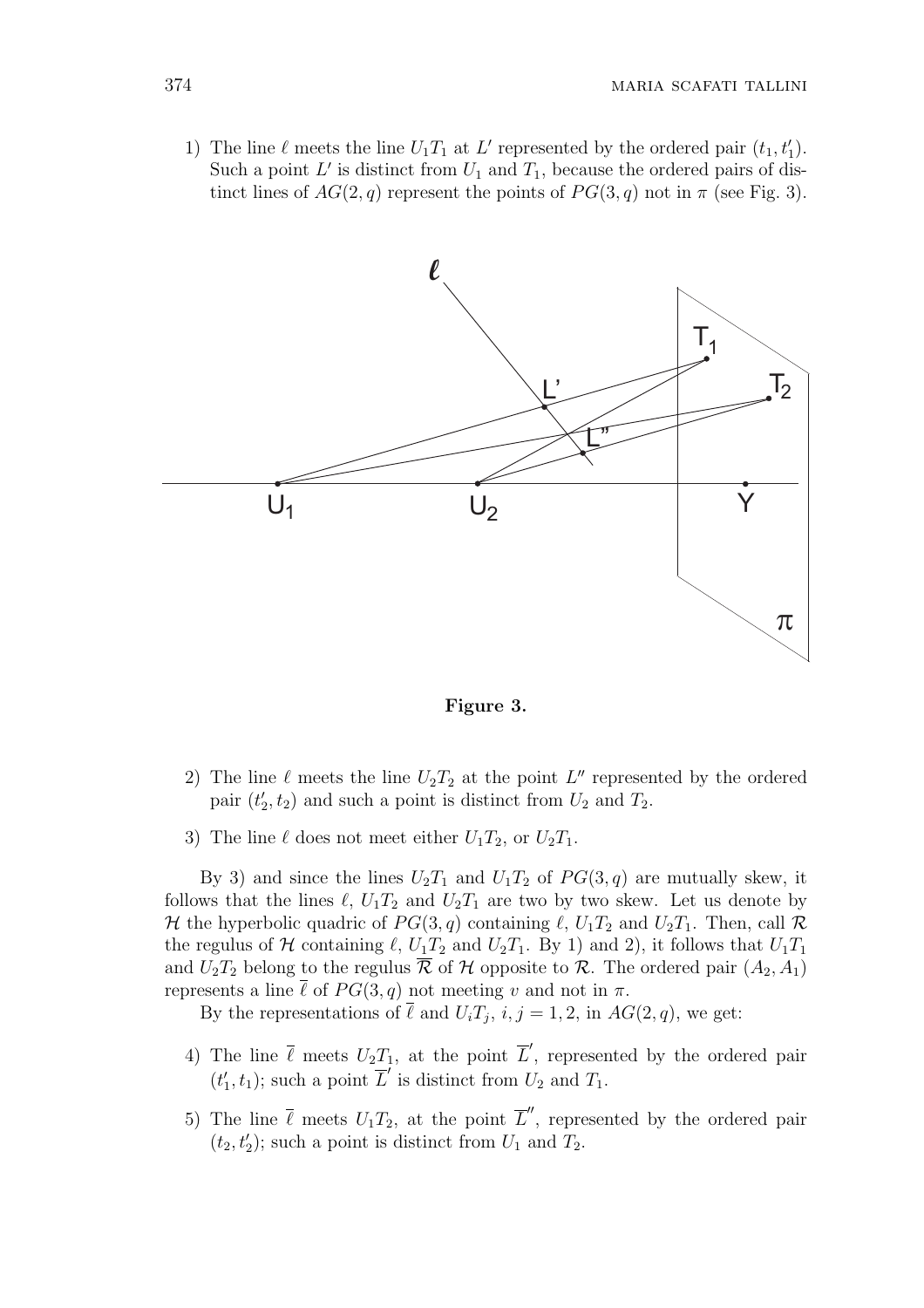1) The line $\ell$ meets the line $U_1T_1$ at $L'$ represented by the ordered pair $(t_1, t_1')$. Such a point $L'$ is distinct from $U_1$ and $T_1$, because the ordered pairs of distinct lines of $AG(2, q)$ represent the points of $PG(3, q)$ not in $\pi$ (see Fig. 3).

**Figure 3.**

2) The line $\ell$ meets the line $U_2T_2$ at the point $L''$ represented by the ordered pair $(t_2', t_2)$ and such a point is distinct from $U_2$ and $T_2$.

3) The line $\ell$ does not meet either $U_1T_2$, or $U_2T_1$.

By 3) and since the lines $U_2T_1$ and $U_1T_2$ of $PG(3, q)$ are mutually skew, it follows that the lines $\ell$, $U_1T_2$ and $U_2T_1$ are two by two skew. Let us denote by $\mathcal{H}$ the hyperbolic quadric of $PG(3, q)$ containing $\ell$, $U_1T_2$ and $U_2T_1$. Then, call $\mathcal{R}$ the regulus of $\mathcal{H}$ containing $\ell$, $U_1T_2$ and $U_2T_1$. By 1) and 2), it follows that $U_1T_1$ and $U_2T_2$ belong to the regulus $\overline{\mathcal{R}}$ of $\mathcal{H}$ opposite to $\mathcal{R}$. The ordered pair $(A_2, A_1)$ represents a line $\overline{\ell}$ of $PG(3, q)$ not meeting $v$ and not in $\pi$.

By the representations of $\overline{\ell}$ and $U_iT_j$, $i, j = 1, 2$, in $AG(2, q)$, we get:

4) The line $\overline{\ell}$ meets $U_2T_1$, at the point $\overline{L}'$, represented by the ordered pair $(t_1', t_1)$; such a point $\overline{L}'$ is distinct from $U_2$ and $T_1$.

5) The line $\overline{\ell}$ meets $U_1T_2$, at the point $\overline{L}''$, represented by the ordered pair $(t_2, t_2')$; such a point is distinct from $U_1$ and $T_2$.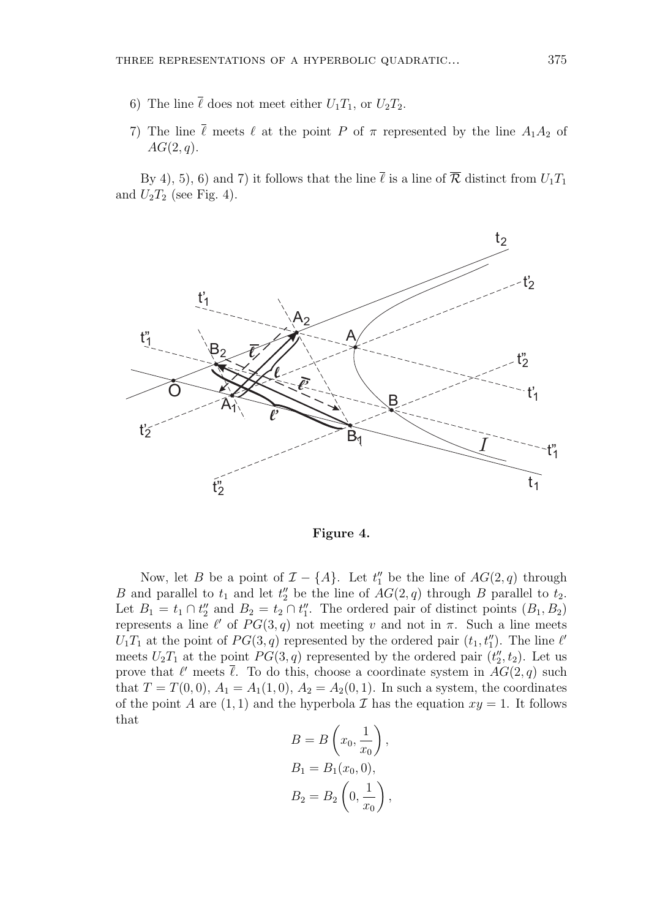6) The line $\overline{\ell}$ does not meet either $U_1T_1$, or $U_2T_2$.

7) The line $\overline{\ell}$ meets $\ell$ at the point $P$ of $\pi$ represented by the line $A_1A_2$ of $AG(2, q)$.

By 4), 5), 6) and 7) it follows that the line $\overline{\ell}$ is a line of $\overline{\mathcal{R}}$ distinct from $U_1T_1$ and $U_2T_2$ (see Fig. 4).

**Figure 4.**

Now, let $B$ be a point of $\mathcal{I} - \{A\}$. Let $t_1''$ be the line of $AG(2, q)$ through $B$ and parallel to $t_1$ and let $t_2''$ be the line of $AG(2, q)$ through $B$ parallel to $t_2$. Let $B_1 = t_1 \cap t_2''$ and $B_2 = t_2 \cap t_1''$. The ordered pair of distinct points $(B_1, B_2)$ represents a line $\ell'$ of $PG(3, q)$ not meeting $v$ and not in $\pi$. Such a line meets $U_1T_1$ at the point of $PG(3, q)$ represented by the ordered pair $(t_1, t_1'')$. The line $\ell'$ meets $U_2T_1$ at the point $PG(3, q)$ represented by the ordered pair $(t_2'', t_2)$. Let us prove that $\ell'$ meets $\overline{\ell}$. To do this, choose a coordinate system in $AG(2, q)$ such that $T = T(0, 0)$, $A_1 = A_1(1, 0)$, $A_2 = A_2(0, 1)$. In such a system, the coordinates of the point $A$ are $(1, 1)$ and the hyperbola $\mathcal{I}$ has the equation $xy = 1$. It follows that

$$B = B\left(x_0, \frac{1}{x_0}\right),$$

$$B_1 = B_1(x_0, 0),$$

$$B_2 = B_2\left(0, \frac{1}{x_0}\right),$$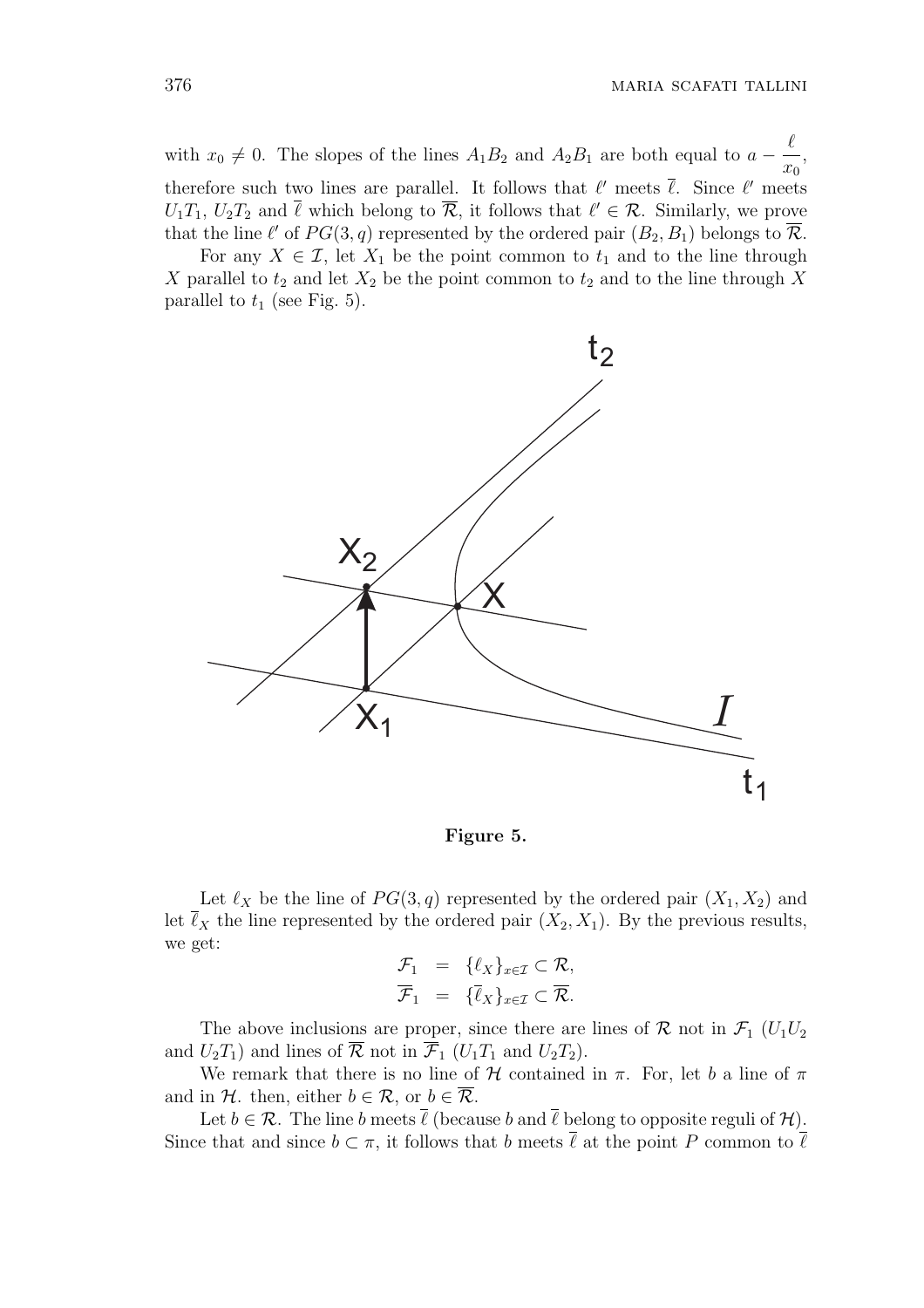with $x_0 \neq 0$. The slopes of the lines $A_1B_2$ and $A_2B_1$ are both equal to $a - \dfrac{\ell}{x_0}$, therefore such two lines are parallel. It follows that $\ell'$ meets $\overline{\ell}$. Since $\ell'$ meets $U_1T_1$, $U_2T_2$ and $\overline{\ell}$ which belong to $\overline{\mathcal{R}}$, it follows that $\ell' \in \mathcal{R}$. Similarly, we prove that the line $\ell'$ of $PG(3,q)$ represented by the ordered pair $(B_2, B_1)$ belongs to $\overline{\mathcal{R}}$.

For any $X \in \mathcal{I}$, let $X_1$ be the point common to $t_1$ and to the line through $X$ parallel to $t_2$ and let $X_2$ be the point common to $t_2$ and to the line through $X$ parallel to $t_1$ (see Fig. 5).

**Figure 5.**

Let $\ell_X$ be the line of $PG(3,q)$ represented by the ordered pair $(X_1, X_2)$ and let $\overline{\ell}_X$ the line represented by the ordered pair $(X_2, X_1)$. By the previous results, we get:

$$\begin{aligned} \mathcal{F}_1 &= \{\ell_X\}_{x \in \mathcal{I}} \subset \mathcal{R}, \\ \overline{\mathcal{F}}_1 &= \{\overline{\ell}_X\}_{x \in \mathcal{I}} \subset \overline{\mathcal{R}}. \end{aligned}$$

The above inclusions are proper, since there are lines of $\mathcal{R}$ not in $\mathcal{F}_1$ ($U_1U_2$ and $U_2T_1$) and lines of $\overline{\mathcal{R}}$ not in $\overline{\mathcal{F}}_1$ ($U_1T_1$ and $U_2T_2$).

We remark that there is no line of $\mathcal{H}$ contained in $\pi$. For, let $b$ a line of $\pi$ and in $\mathcal{H}$. then, either $b \in \mathcal{R}$, or $b \in \overline{\mathcal{R}}$.

Let $b \in \mathcal{R}$. The line $b$ meets $\overline{\ell}$ (because $b$ and $\overline{\ell}$ belong to opposite reguli of $\mathcal{H}$). Since that and since $b \subset \pi$, it follows that $b$ meets $\overline{\ell}$ at the point $P$ common to $\overline{\ell}$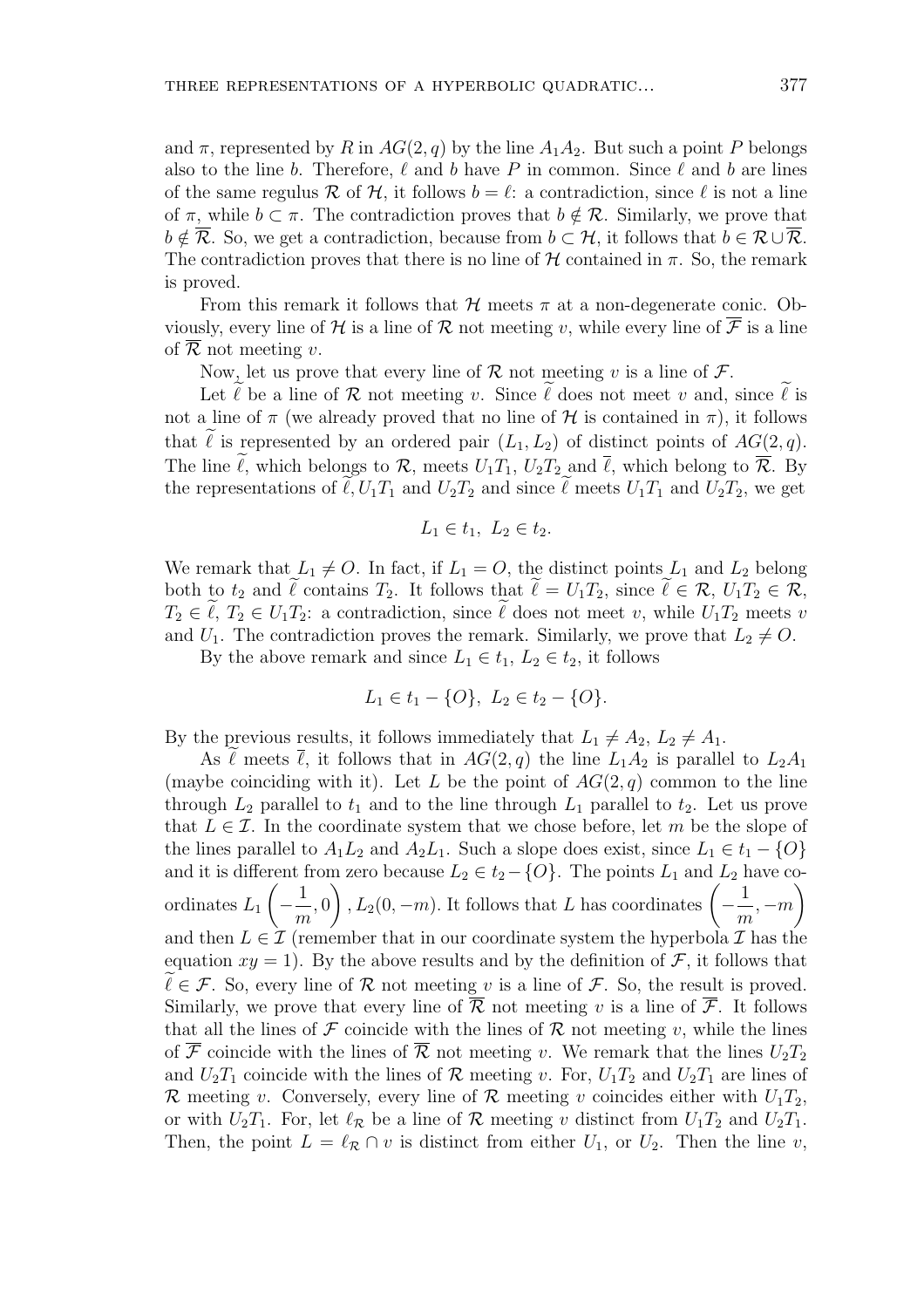and $\pi$, represented by $R$ in $AG(2,q)$ by the line $A_1A_2$. But such a point $P$ belongs also to the line $b$. Therefore, $\ell$ and $b$ have $P$ in common. Since $\ell$ and $b$ are lines of the same regulus $\mathcal{R}$ of $\mathcal{H}$, it follows $b = \ell$: a contradiction, since $\ell$ is not a line of $\pi$, while $b \subset \pi$. The contradiction proves that $b \notin \mathcal{R}$. Similarly, we prove that $b \notin \overline{\mathcal{R}}$. So, we get a contradiction, because from $b \subset \mathcal{H}$, it follows that $b \in \mathcal{R} \cup \overline{\mathcal{R}}$. The contradiction proves that there is no line of $\mathcal{H}$ contained in $\pi$. So, the remark is proved.

From this remark it follows that $\mathcal{H}$ meets $\pi$ at a non-degenerate conic. Obviously, every line of $\mathcal{H}$ is a line of $\mathcal{R}$ not meeting $v$, while every line of $\overline{\mathcal{F}}$ is a line of $\overline{\mathcal{R}}$ not meeting $v$.

Now, let us prove that every line of $\mathcal{R}$ not meeting $v$ is a line of $\mathcal{F}$.

Let $\widetilde{\ell}$ be a line of $\mathcal{R}$ not meeting $v$. Since $\widetilde{\ell}$ does not meet $v$ and, since $\widetilde{\ell}$ is not a line of $\pi$ (we already proved that no line of $\mathcal{H}$ is contained in $\pi$), it follows that $\widetilde{\ell}$ is represented by an ordered pair $(L_1, L_2)$ of distinct points of $AG(2,q)$. The line $\widetilde{\ell}$, which belongs to $\mathcal{R}$, meets $U_1T_1$, $U_2T_2$ and $\overline{\ell}$, which belong to $\overline{\mathcal{R}}$. By the representations of $\widetilde{\ell}, U_1T_1$ and $U_2T_2$ and since $\widetilde{\ell}$ meets $U_1T_1$ and $U_2T_2$, we get

$$L_1 \in t_1,\ L_2 \in t_2.$$

We remark that $L_1 \neq O$. In fact, if $L_1 = O$, the distinct points $L_1$ and $L_2$ belong both to $t_2$ and $\widetilde{\ell}$ contains $T_2$. It follows that $\widetilde{\ell} = U_1T_2$, since $\widetilde{\ell} \in \mathcal{R}$, $U_1T_2 \in \mathcal{R}$, $T_2 \in \widetilde{\ell}$, $T_2 \in U_1T_2$: a contradiction, since $\widetilde{\ell}$ does not meet $v$, while $U_1T_2$ meets $v$ and $U_1$. The contradiction proves the remark. Similarly, we prove that $L_2 \neq O$.

By the above remark and since $L_1 \in t_1$, $L_2 \in t_2$, it follows

$$L_1 \in t_1 - \{O\},\ L_2 \in t_2 - \{O\}.$$

By the previous results, it follows immediately that $L_1 \neq A_2$, $L_2 \neq A_1$.

As $\widetilde{\ell}$ meets $\overline{\ell}$, it follows that in $AG(2,q)$ the line $L_1A_2$ is parallel to $L_2A_1$ (maybe coinciding with it). Let $L$ be the point of $AG(2,q)$ common to the line through $L_2$ parallel to $t_1$ and to the line through $L_1$ parallel to $t_2$. Let us prove that $L \in \mathcal{I}$. In the coordinate system that we chose before, let $m$ be the slope of the lines parallel to $A_1L_2$ and $A_2L_1$. Such a slope does exist, since $L_1 \in t_1 - \{O\}$ and it is different from zero because $L_2 \in t_2 - \{O\}$. The points $L_1$ and $L_2$ have coordinates $L_1\left(-\dfrac{1}{m}, 0\right), L_2(0, -m)$. It follows that $L$ has coordinates $\left(-\dfrac{1}{m}, -m\right)$ and then $L \in \mathcal{I}$ (remember that in our coordinate system the hyperbola $\mathcal{I}$ has the equation $xy = 1$). By the above results and by the definition of $\mathcal{F}$, it follows that $\widetilde{\ell} \in \mathcal{F}$. So, every line of $\mathcal{R}$ not meeting $v$ is a line of $\mathcal{F}$. So, the result is proved. Similarly, we prove that every line of $\overline{\mathcal{R}}$ not meeting $v$ is a line of $\overline{\mathcal{F}}$. It follows that all the lines of $\mathcal{F}$ coincide with the lines of $\mathcal{R}$ not meeting $v$, while the lines of $\overline{\mathcal{F}}$ coincide with the lines of $\overline{\mathcal{R}}$ not meeting $v$. We remark that the lines $U_2T_2$ and $U_2T_1$ coincide with the lines of $\mathcal{R}$ meeting $v$. For, $U_1T_2$ and $U_2T_1$ are lines of $\mathcal{R}$ meeting $v$. Conversely, every line of $\mathcal{R}$ meeting $v$ coincides either with $U_1T_2$, or with $U_2T_1$. For, let $\ell_{\mathcal{R}}$ be a line of $\mathcal{R}$ meeting $v$ distinct from $U_1T_2$ and $U_2T_1$. Then, the point $L = \ell_{\mathcal{R}} \cap v$ is distinct from either $U_1$, or $U_2$. Then the line $v$,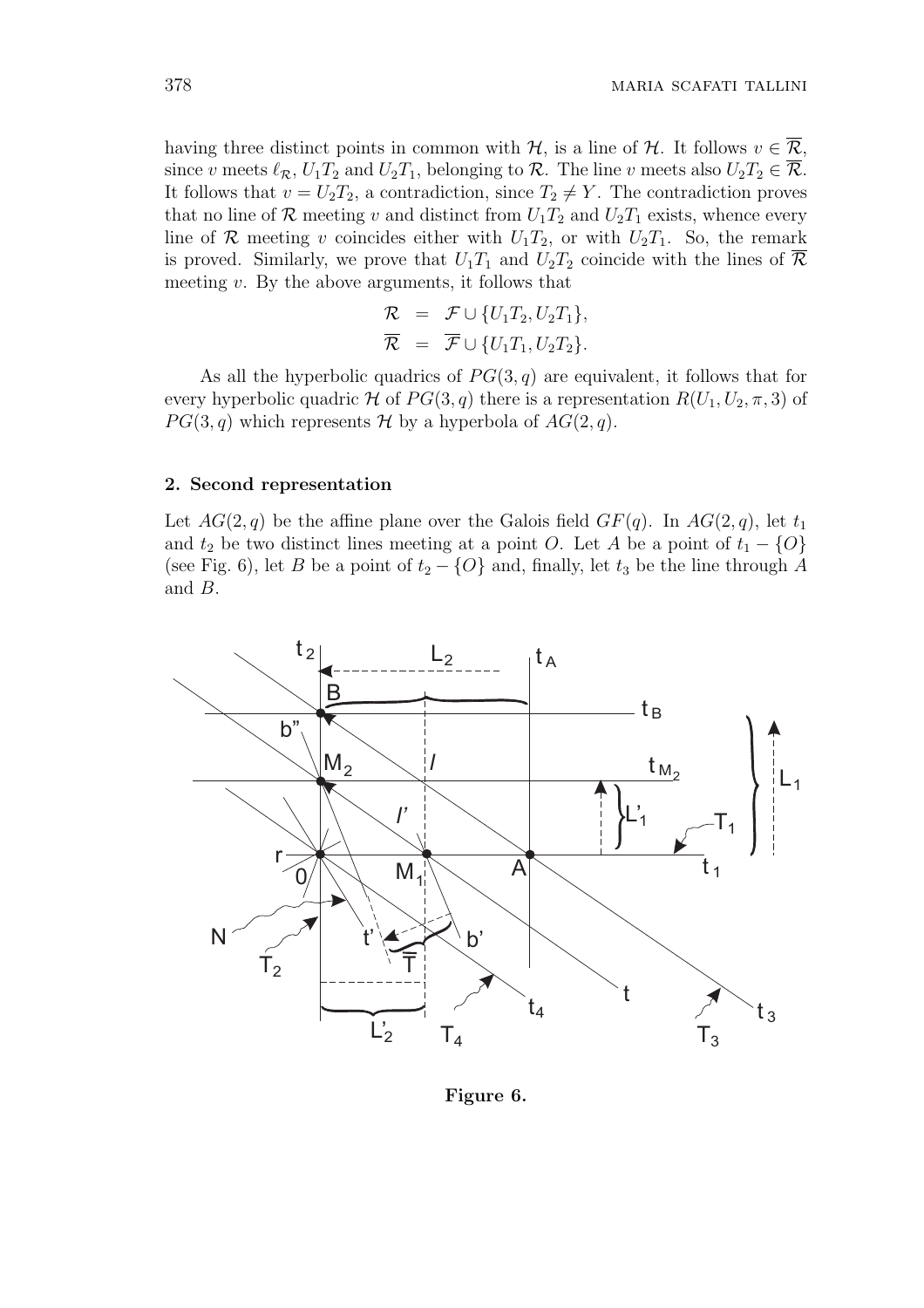having three distinct points in common with $\mathcal{H}$, is a line of $\mathcal{H}$. It follows $v \in \overline{\mathcal{R}}$, since $v$ meets $\ell_{\mathcal{R}}$, $U_1T_2$ and $U_2T_1$, belonging to $\mathcal{R}$. The line $v$ meets also $U_2T_2 \in \overline{\mathcal{R}}$. It follows that $v = U_2T_2$, a contradiction, since $T_2 \neq Y$. The contradiction proves that no line of $\mathcal{R}$ meeting $v$ and distinct from $U_1T_2$ and $U_2T_1$ exists, whence every line of $\mathcal{R}$ meeting $v$ coincides either with $U_1T_2$, or with $U_2T_1$. So, the remark is proved. Similarly, we prove that $U_1T_1$ and $U_2T_2$ coincide with the lines of $\overline{\mathcal{R}}$ meeting $v$. By the above arguments, it follows that

$$\begin{aligned}\mathcal{R} &= \mathcal{F} \cup \{U_1T_2, U_2T_1\},\\ \overline{\mathcal{R}} &= \overline{\mathcal{F}} \cup \{U_1T_1, U_2T_2\}.\end{aligned}$$

As all the hyperbolic quadrics of $PG(3,q)$ are equivalent, it follows that for every hyperbolic quadric $\mathcal{H}$ of $PG(3,q)$ there is a representation $R(U_1, U_2, \pi, 3)$ of $PG(3,q)$ which represents $\mathcal{H}$ by a hyperbola of $AG(2,q)$.

## 2. Second representation

Let $AG(2,q)$ be the affine plane over the Galois field $GF(q)$. In $AG(2,q)$, let $t_1$ and $t_2$ be two distinct lines meeting at a point $O$. Let $A$ be a point of $t_1 - \{O\}$ (see Fig. 6), let $B$ be a point of $t_2 - \{O\}$ and, finally, let $t_3$ be the line through $A$ and $B$.

**Figure 6.**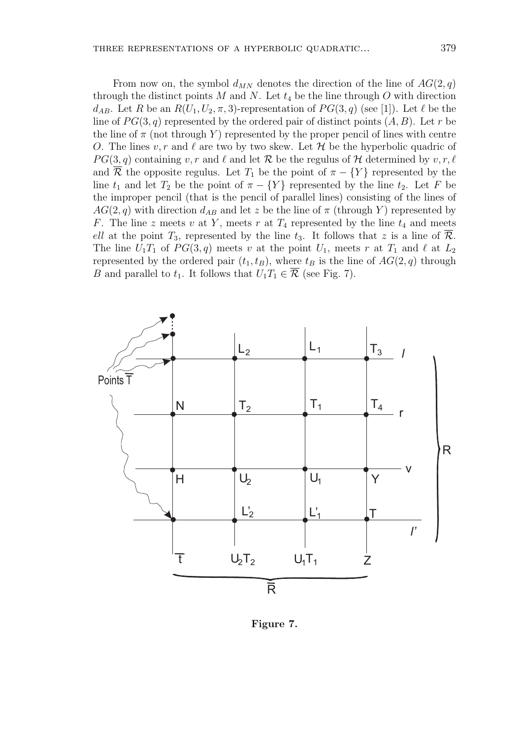From now on, the symbol $d_{MN}$ denotes the direction of the line of $AG(2,q)$ through the distinct points $M$ and $N$. Let $t_4$ be the line through $O$ with direction $d_{AB}$. Let $R$ be an $R(U_1,U_2,\pi,3)$-representation of $PG(3,q)$ (see [1]). Let $\ell$ be the line of $PG(3,q)$ represented by the ordered pair of distinct points $(A,B)$. Let $r$ be the line of $\pi$ (not through $Y$) represented by the proper pencil of lines with centre $O$. The lines $v,r$ and $\ell$ are two by two skew. Let $\mathcal{H}$ be the hyperbolic quadric of $PG(3,q)$ containing $v,r$ and $\ell$ and let $\mathcal{R}$ be the regulus of $\mathcal{H}$ determined by $v,r,\ell$ and $\overline{\mathcal{R}}$ the opposite regulus. Let $T_1$ be the point of $\pi - \{Y\}$ represented by the line $t_1$ and let $T_2$ be the point of $\pi - \{Y\}$ represented by the line $t_2$. Let $F$ be the improper pencil (that is the pencil of parallel lines) consisting of the lines of $AG(2,q)$ with direction $d_{AB}$ and let $z$ be the line of $\pi$ (through $Y$) represented by $F$. The line $z$ meets $v$ at $Y$, meets $r$ at $T_4$ represented by the line $t_4$ and meets *ell* at the point $T_3$, represented by the line $t_3$. It follows that $z$ is a line of $\overline{\mathcal{R}}$. The line $U_1T_1$ of $PG(3,q)$ meets $v$ at the point $U_1$, meets $r$ at $T_1$ and $\ell$ at $L_2$ represented by the ordered pair $(t_1,t_B)$, where $t_B$ is the line of $AG(2,q)$ through $B$ and parallel to $t_1$. It follows that $U_1T_1 \in \overline{\mathcal{R}}$ (see Fig. 7).

**Figure 7.**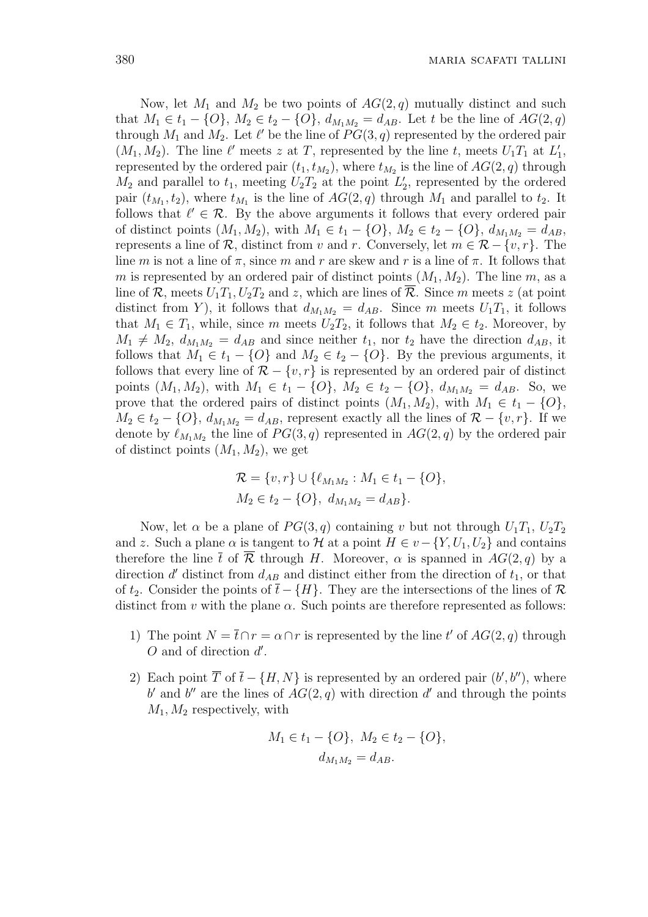Now, let $M_1$ and $M_2$ be two points of $AG(2,q)$ mutually distinct and such that $M_1 \in t_1 - \{O\}$, $M_2 \in t_2 - \{O\}$, $d_{M_1M_2} = d_{AB}$. Let $t$ be the line of $AG(2,q)$ through $M_1$ and $M_2$. Let $\ell'$ be the line of $PG(3,q)$ represented by the ordered pair $(M_1, M_2)$. The line $\ell'$ meets $z$ at $T$, represented by the line $t$, meets $U_1T_1$ at $L'_1$, represented by the ordered pair $(t_1, t_{M_2})$, where $t_{M_2}$ is the line of $AG(2,q)$ through $M_2$ and parallel to $t_1$, meeting $U_2T_2$ at the point $L'_2$, represented by the ordered pair $(t_{M_1}, t_2)$, where $t_{M_1}$ is the line of $AG(2,q)$ through $M_1$ and parallel to $t_2$. It follows that $\ell' \in \mathcal{R}$. By the above arguments it follows that every ordered pair of distinct points $(M_1, M_2)$, with $M_1 \in t_1 - \{O\}$, $M_2 \in t_2 - \{O\}$, $d_{M_1M_2} = d_{AB}$, represents a line of $\mathcal{R}$, distinct from $v$ and $r$. Conversely, let $m \in \mathcal{R} - \{v, r\}$. The line $m$ is not a line of $\pi$, since $m$ and $r$ are skew and $r$ is a line of $\pi$. It follows that $m$ is represented by an ordered pair of distinct points $(M_1, M_2)$. The line $m$, as a line of $\mathcal{R}$, meets $U_1T_1, U_2T_2$ and $z$, which are lines of $\overline{\mathcal{R}}$. Since $m$ meets $z$ (at point distinct from $Y$), it follows that $d_{M_1M_2} = d_{AB}$. Since $m$ meets $U_1T_1$, it follows that $M_1 \in T_1$, while, since $m$ meets $U_2T_2$, it follows that $M_2 \in t_2$. Moreover, by $M_1 \neq M_2$, $d_{M_1M_2} = d_{AB}$ and since neither $t_1$, nor $t_2$ have the direction $d_{AB}$, it follows that $M_1 \in t_1 - \{O\}$ and $M_2 \in t_2 - \{O\}$. By the previous arguments, it follows that every line of $\mathcal{R} - \{v, r\}$ is represented by an ordered pair of distinct points $(M_1, M_2)$, with $M_1 \in t_1 - \{O\}$, $M_2 \in t_2 - \{O\}$, $d_{M_1M_2} = d_{AB}$. So, we prove that the ordered pairs of distinct points $(M_1, M_2)$, with $M_1 \in t_1 - \{O\}$, $M_2 \in t_2 - \{O\}$, $d_{M_1M_2} = d_{AB}$, represent exactly all the lines of $\mathcal{R} - \{v, r\}$. If we denote by $\ell_{M_1M_2}$ the line of $PG(3,q)$ represented in $AG(2,q)$ by the ordered pair of distinct points $(M_1, M_2)$, we get

$$
\begin{aligned}
\mathcal{R} = \{v, r\} \cup \{\ell_{M_1M_2} : M_1 \in t_1 - \{O\},\\
M_2 \in t_2 - \{O\},\ d_{M_1M_2} = d_{AB}\}.
\end{aligned}
$$

Now, let $\alpha$ be a plane of $PG(3,q)$ containing $v$ but not through $U_1T_1$, $U_2T_2$ and $z$. Such a plane $\alpha$ is tangent to $\mathcal{H}$ at a point $H \in v - \{Y, U_1, U_2\}$ and contains therefore the line $\bar{t}$ of $\overline{\mathcal{R}}$ through $H$. Moreover, $\alpha$ is spanned in $AG(2,q)$ by a direction $d'$ distinct from $d_{AB}$ and distinct either from the direction of $t_1$, or that of $t_2$. Consider the points of $\bar{t} - \{H\}$. They are the intersections of the lines of $\mathcal{R}$ distinct from $v$ with the plane $\alpha$. Such points are therefore represented as follows:

1) The point $N = \bar{t} \cap r = \alpha \cap r$ is represented by the line $t'$ of $AG(2,q)$ through $O$ and of direction $d'$.

2) Each point $\overline{T}$ of $\bar{t} - \{H, N\}$ is represented by an ordered pair $(b', b'')$, where $b'$ and $b''$ are the lines of $AG(2,q)$ with direction $d'$ and through the points $M_1, M_2$ respectively, with

$$
\begin{gathered}
M_1 \in t_1 - \{O\},\ M_2 \in t_2 - \{O\},\\
d_{M_1M_2} = d_{AB}.
\end{gathered}
$$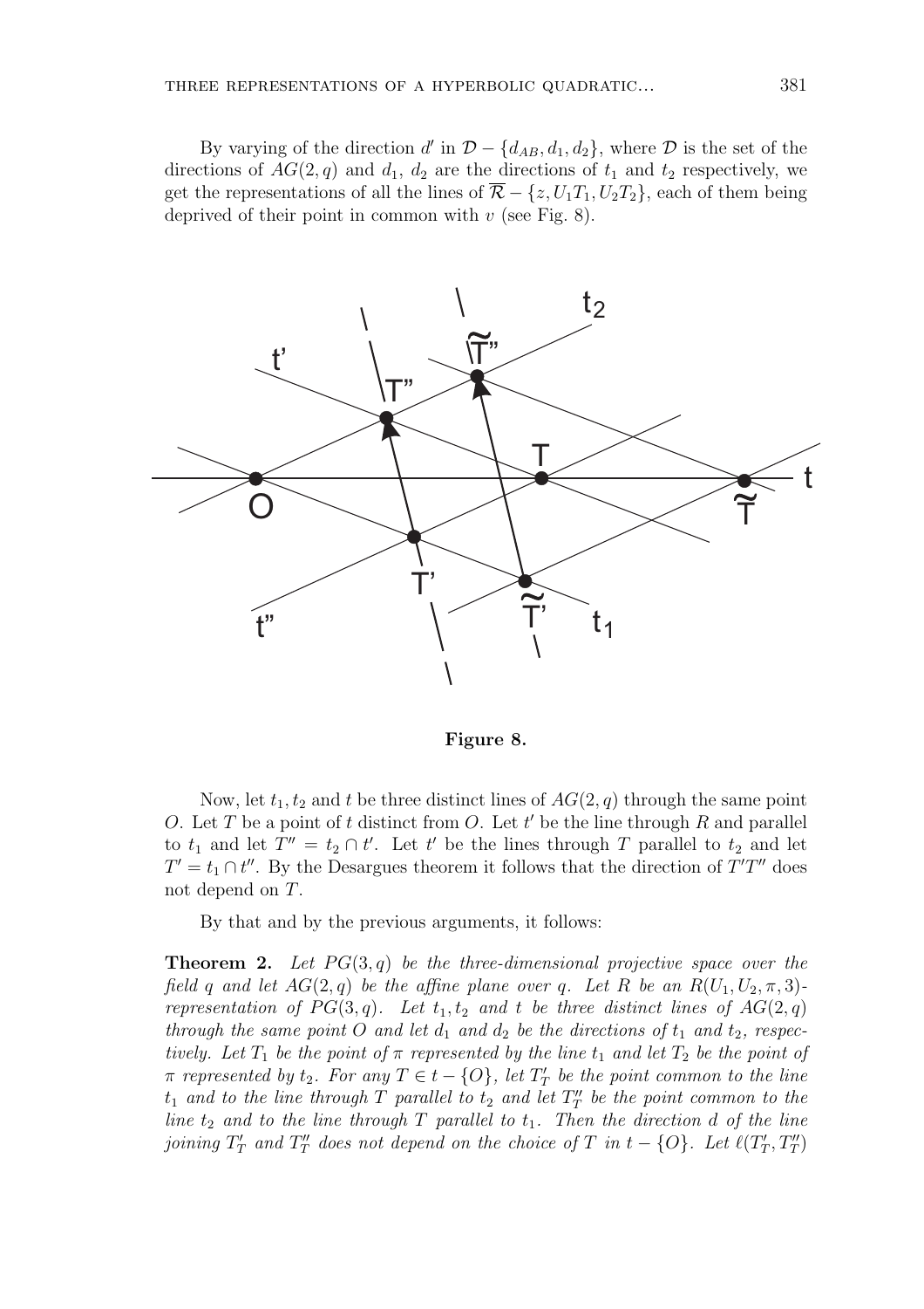By varying of the direction $d'$ in $\mathcal{D} - \{d_{AB}, d_1, d_2\}$, where $\mathcal{D}$ is the set of the directions of $AG(2,q)$ and $d_1$, $d_2$ are the directions of $t_1$ and $t_2$ respectively, we get the representations of all the lines of $\overline{\mathcal{R}} - \{z, U_1T_1, U_2T_2\}$, each of them being deprived of their point in common with $v$ (see Fig. 8).

**Figure 8.**

Now, let $t_1, t_2$ and $t$ be three distinct lines of $AG(2,q)$ through the same point $O$. Let $T$ be a point of $t$ distinct from $O$. Let $t'$ be the line through $R$ and parallel to $t_1$ and let $T'' = t_2 \cap t'$. Let $t'$ be the lines through $T$ parallel to $t_2$ and let $T' = t_1 \cap t''$. By the Desargues theorem it follows that the direction of $T'T''$ does not depend on $T$.

By that and by the previous arguments, it follows:

**Theorem 2.** *Let $PG(3,q)$ be the three-dimensional projective space over the field $q$ and let $AG(2,q)$ be the affine plane over $q$. Let $R$ be an $R(U_1, U_2, \pi, 3)$-representation of $PG(3,q)$. Let $t_1, t_2$ and $t$ be three distinct lines of $AG(2,q)$ through the same point $O$ and let $d_1$ and $d_2$ be the directions of $t_1$ and $t_2$, respectively. Let $T_1$ be the point of $\pi$ represented by the line $t_1$ and let $T_2$ be the point of $\pi$ represented by $t_2$. For any $T \in t - \{O\}$, let $T'_T$ be the point common to the line $t_1$ and to the line through $T$ parallel to $t_2$ and let $T''_T$ be the point common to the line $t_2$ and to the line through $T$ parallel to $t_1$. Then the direction $d$ of the line joining $T'_T$ and $T''_T$ does not depend on the choice of $T$ in $t - \{O\}$. Let $\ell(T'_T, T''_T)$*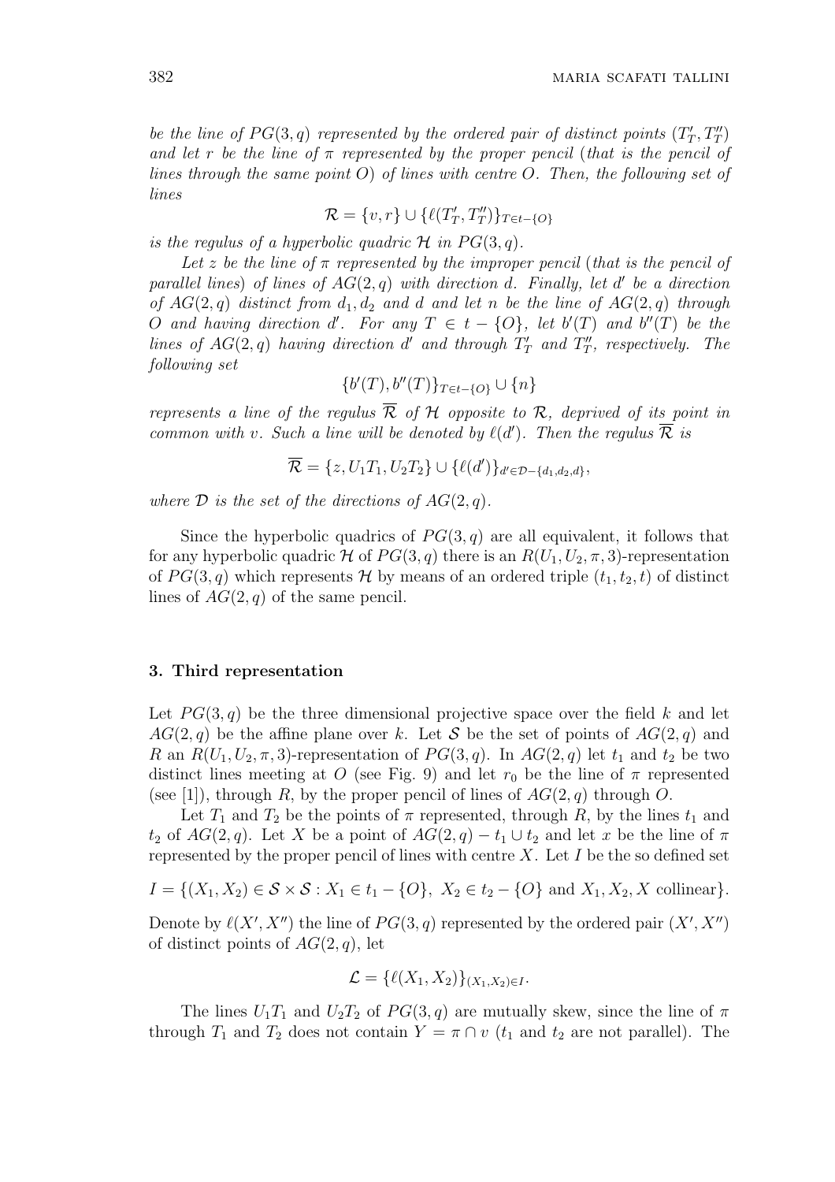*be the line of $PG(3,q)$ represented by the ordered pair of distinct points $(T'_T, T''_T)$ and let $r$ be the line of $\pi$ represented by the proper pencil (that is the pencil of lines through the same point $O$) of lines with centre $O$. Then, the following set of lines*

$$\mathcal{R} = \{v, r\} \cup \{\ell(T'_T, T''_T)\}_{T \in t - \{O\}}$$

*is the regulus of a hyperbolic quadric $\mathcal{H}$ in $PG(3,q)$.*

*Let $z$ be the line of $\pi$ represented by the improper pencil (that is the pencil of parallel lines) of lines of $AG(2,q)$ with direction $d$. Finally, let $d'$ be a direction of $AG(2,q)$ distinct from $d_1, d_2$ and $d$ and let $n$ be the line of $AG(2,q)$ through $O$ and having direction $d'$. For any $T \in t - \{O\}$, let $b'(T)$ and $b''(T)$ be the lines of $AG(2,q)$ having direction $d'$ and through $T'_T$ and $T''_T$, respectively. The following set*

$$\{b'(T), b''(T)\}_{T \in t - \{O\}} \cup \{n\}$$

*represents a line of the regulus $\overline{\mathcal{R}}$ of $\mathcal{H}$ opposite to $\mathcal{R}$, deprived of its point in common with $v$. Such a line will be denoted by $\ell(d')$. Then the regulus $\overline{\mathcal{R}}$ is*

$$\overline{\mathcal{R}} = \{z, U_1T_1, U_2T_2\} \cup \{\ell(d')\}_{d' \in \mathcal{D} - \{d_1, d_2, d\}},$$

*where $\mathcal{D}$ is the set of the directions of $AG(2,q)$.*

Since the hyperbolic quadrics of $PG(3,q)$ are all equivalent, it follows that for any hyperbolic quadric $\mathcal{H}$ of $PG(3,q)$ there is an $R(U_1, U_2, \pi, 3)$-representation of $PG(3,q)$ which represents $\mathcal{H}$ by means of an ordered triple $(t_1, t_2, t)$ of distinct lines of $AG(2,q)$ of the same pencil.

### 3. Third representation

Let $PG(3,q)$ be the three dimensional projective space over the field $k$ and let $AG(2,q)$ be the affine plane over $k$. Let $\mathcal{S}$ be the set of points of $AG(2,q)$ and $R$ an $R(U_1, U_2, \pi, 3)$-representation of $PG(3,q)$. In $AG(2,q)$ let $t_1$ and $t_2$ be two distinct lines meeting at $O$ (see Fig. 9) and let $r_0$ be the line of $\pi$ represented (see [1]), through $R$, by the proper pencil of lines of $AG(2,q)$ through $O$.

Let $T_1$ and $T_2$ be the points of $\pi$ represented, through $R$, by the lines $t_1$ and $t_2$ of $AG(2,q)$. Let $X$ be a point of $AG(2,q) - t_1 \cup t_2$ and let $x$ be the line of $\pi$ represented by the proper pencil of lines with centre $X$. Let $I$ be the so defined set

$$I = \{(X_1, X_2) \in \mathcal{S} \times \mathcal{S} : X_1 \in t_1 - \{O\},\ X_2 \in t_2 - \{O\} \text{ and } X_1, X_2, X \text{ collinear}\}.$$

Denote by $\ell(X', X'')$ the line of $PG(3,q)$ represented by the ordered pair $(X', X'')$ of distinct points of $AG(2,q)$, let

$$\mathcal{L} = \{\ell(X_1, X_2)\}_{(X_1, X_2) \in I}.$$

The lines $U_1T_1$ and $U_2T_2$ of $PG(3,q)$ are mutually skew, since the line of $\pi$ through $T_1$ and $T_2$ does not contain $Y = \pi \cap v$ ($t_1$ and $t_2$ are not parallel). The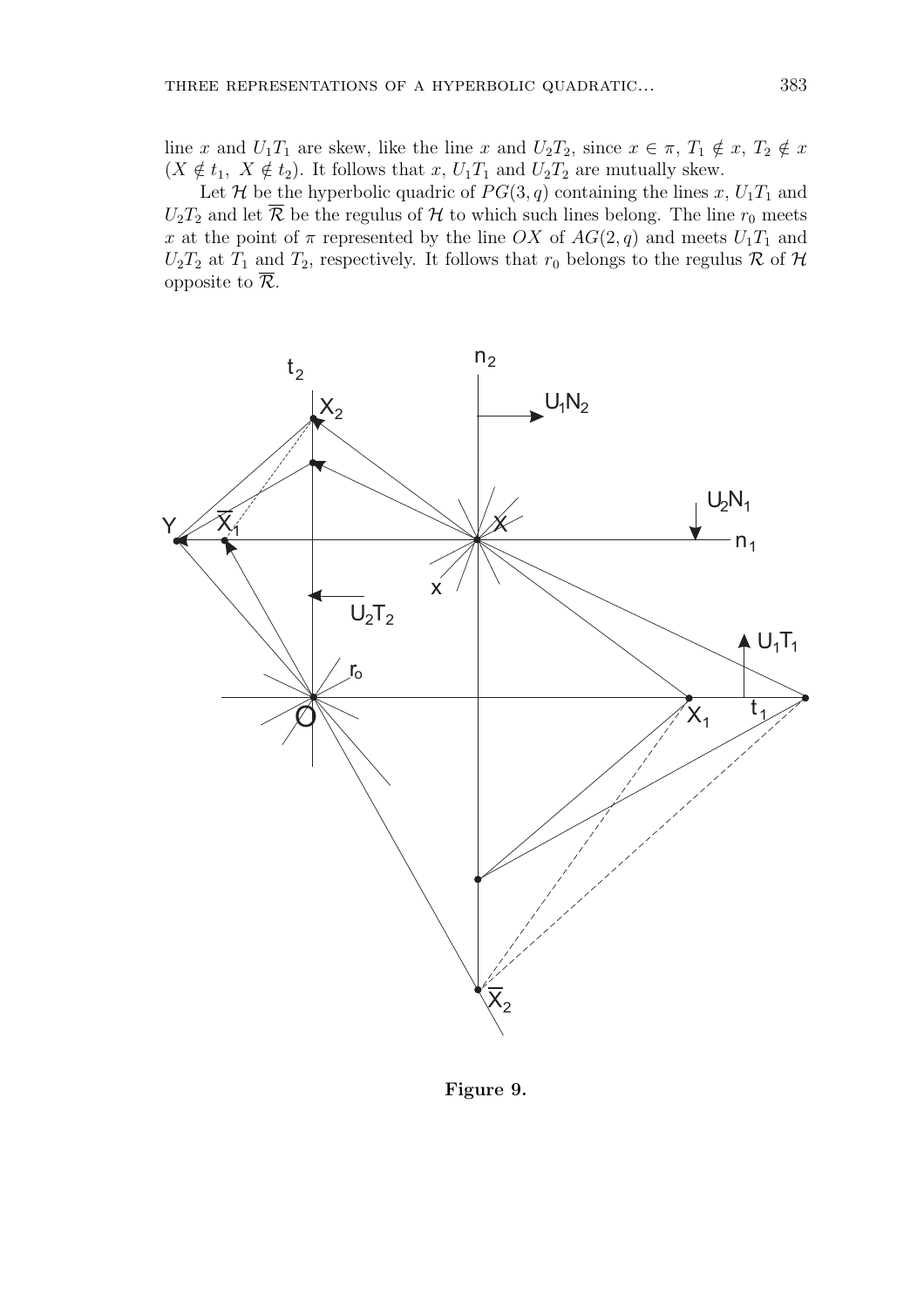line $x$ and $U_1T_1$ are skew, like the line $x$ and $U_2T_2$, since $x \in \pi$, $T_1 \notin x$, $T_2 \notin x$ ($X \notin t_1$, $X \notin t_2$). It follows that $x$, $U_1T_1$ and $U_2T_2$ are mutually skew.

Let $\mathcal{H}$ be the hyperbolic quadric of $PG(3, q)$ containing the lines $x$, $U_1T_1$ and $U_2T_2$ and let $\overline{\mathcal{R}}$ be the regulus of $\mathcal{H}$ to which such lines belong. The line $r_0$ meets $x$ at the point of $\pi$ represented by the line $OX$ of $AG(2, q)$ and meets $U_1T_1$ and $U_2T_2$ at $T_1$ and $T_2$, respectively. It follows that $r_0$ belongs to the regulus $\mathcal{R}$ of $\mathcal{H}$ opposite to $\overline{\mathcal{R}}$.

**Figure 9.**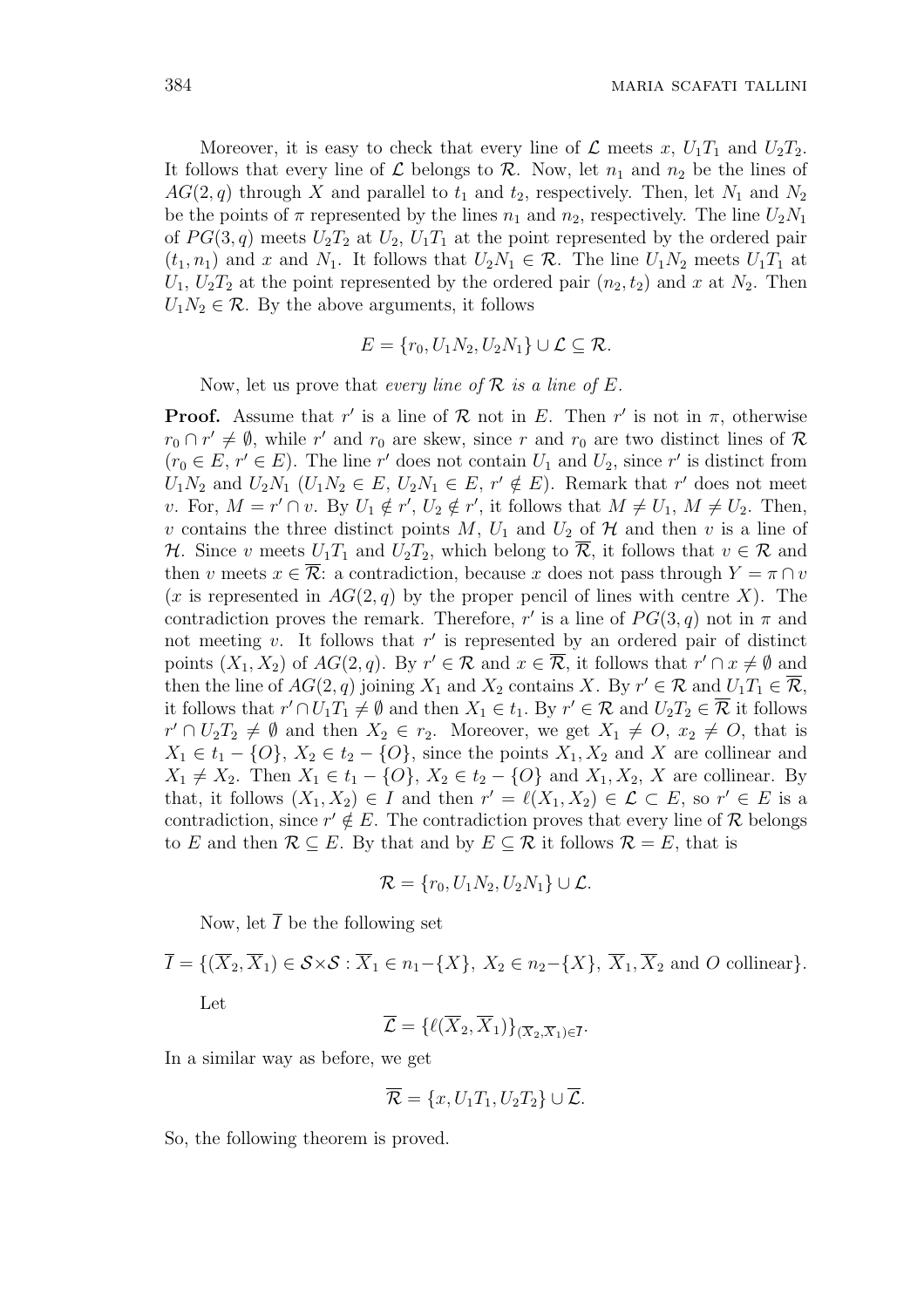Moreover, it is easy to check that every line of $\mathcal{L}$ meets $x$, $U_1T_1$ and $U_2T_2$. It follows that every line of $\mathcal{L}$ belongs to $\mathcal{R}$. Now, let $n_1$ and $n_2$ be the lines of $AG(2,q)$ through $X$ and parallel to $t_1$ and $t_2$, respectively. Then, let $N_1$ and $N_2$ be the points of $\pi$ represented by the lines $n_1$ and $n_2$, respectively. The line $U_2N_1$ of $PG(3,q)$ meets $U_2T_2$ at $U_2$, $U_1T_1$ at the point represented by the ordered pair $(t_1, n_1)$ and $x$ and $N_1$. It follows that $U_2N_1 \in \mathcal{R}$. The line $U_1N_2$ meets $U_1T_1$ at $U_1$, $U_2T_2$ at the point represented by the ordered pair $(n_2, t_2)$ and $x$ at $N_2$. Then $U_1N_2 \in \mathcal{R}$. By the above arguments, it follows

$$E = \{r_0, U_1N_2, U_2N_1\} \cup \mathcal{L} \subseteq \mathcal{R}.$$

Now, let us prove that *every line of* $\mathcal{R}$ *is a line of* $E$.

**Proof.** Assume that $r'$ is a line of $\mathcal{R}$ not in $E$. Then $r'$ is not in $\pi$, otherwise $r_0 \cap r' \neq \emptyset$, while $r'$ and $r_0$ are skew, since $r$ and $r_0$ are two distinct lines of $\mathcal{R}$ ($r_0 \in E$, $r' \in E$). The line $r'$ does not contain $U_1$ and $U_2$, since $r'$ is distinct from $U_1N_2$ and $U_2N_1$ ($U_1N_2 \in E$, $U_2N_1 \in E$, $r' \notin E$). Remark that $r'$ does not meet $v$. For, $M = r' \cap v$. By $U_1 \notin r'$, $U_2 \notin r'$, it follows that $M \neq U_1$, $M \neq U_2$. Then, $v$ contains the three distinct points $M$, $U_1$ and $U_2$ of $\mathcal{H}$ and then $v$ is a line of $\mathcal{H}$. Since $v$ meets $U_1T_1$ and $U_2T_2$, which belong to $\overline{\mathcal{R}}$, it follows that $v \in \mathcal{R}$ and then $v$ meets $x \in \overline{\mathcal{R}}$: a contradiction, because $x$ does not pass through $Y = \pi \cap v$ ($x$ is represented in $AG(2,q)$ by the proper pencil of lines with centre $X$). The contradiction proves the remark. Therefore, $r'$ is a line of $PG(3,q)$ not in $\pi$ and not meeting $v$. It follows that $r'$ is represented by an ordered pair of distinct points $(X_1, X_2)$ of $AG(2,q)$. By $r' \in \mathcal{R}$ and $x \in \overline{\mathcal{R}}$, it follows that $r' \cap x \neq \emptyset$ and then the line of $AG(2,q)$ joining $X_1$ and $X_2$ contains $X$. By $r' \in \mathcal{R}$ and $U_1T_1 \in \overline{\mathcal{R}}$, it follows that $r' \cap U_1T_1 \neq \emptyset$ and then $X_1 \in t_1$. By $r' \in \mathcal{R}$ and $U_2T_2 \in \overline{\mathcal{R}}$ it follows $r' \cap U_2T_2 \neq \emptyset$ and then $X_2 \in r_2$. Moreover, we get $X_1 \neq O$, $x_2 \neq O$, that is $X_1 \in t_1 - \{O\}$, $X_2 \in t_2 - \{O\}$, since the points $X_1, X_2$ and $X$ are collinear and $X_1 \neq X_2$. Then $X_1 \in t_1 - \{O\}$, $X_2 \in t_2 - \{O\}$ and $X_1, X_2$, $X$ are collinear. By that, it follows $(X_1, X_2) \in I$ and then $r' = \ell(X_1, X_2) \in \mathcal{L} \subset E$, so $r' \in E$ is a contradiction, since $r' \notin E$. The contradiction proves that every line of $\mathcal{R}$ belongs to $E$ and then $\mathcal{R} \subseteq E$. By that and by $E \subseteq \mathcal{R}$ it follows $\mathcal{R} = E$, that is

$$\mathcal{R} = \{r_0, U_1N_2, U_2N_1\} \cup \mathcal{L}.$$

Now, let $\overline{I}$ be the following set

$$\overline{I} = \{(\overline{X}_2, \overline{X}_1) \in \mathcal{S} \times \mathcal{S} : \overline{X}_1 \in n_1 - \{X\},\ X_2 \in n_2 - \{X\},\ \overline{X}_1, \overline{X}_2 \text{ and } O \text{ collinear}\}.$$

Let

$$\overline{\mathcal{L}} = \{\ell(\overline{X}_2, \overline{X}_1)\}_{(\overline{X}_2, \overline{X}_1) \in \overline{I}}.$$

In a similar way as before, we get

$$\overline{\mathcal{R}} = \{x, U_1T_1, U_2T_2\} \cup \overline{\mathcal{L}}.$$

So, the following theorem is proved.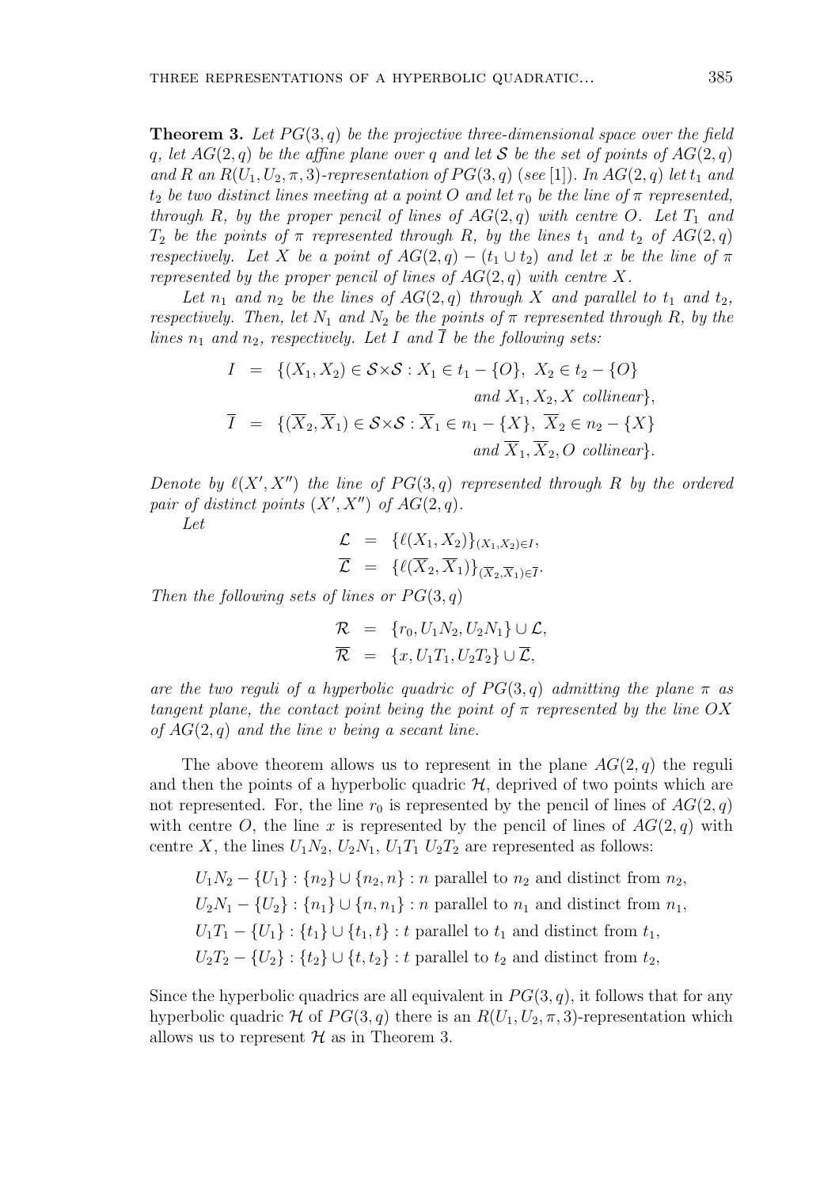**Theorem 3.** *Let $PG(3,q)$ be the projective three-dimensional space over the field $q$, let $AG(2,q)$ be the affine plane over $q$ and let $\mathcal{S}$ be the set of points of $AG(2,q)$ and $R$ an $R(U_1,U_2,\pi,3)$-representation of $PG(3,q)$ (see [1]). In $AG(2,q)$ let $t_1$ and $t_2$ be two distinct lines meeting at a point $O$ and let $r_0$ be the line of $\pi$ represented, through $R$, by the proper pencil of lines of $AG(2,q)$ with centre $O$. Let $T_1$ and $T_2$ be the points of $\pi$ represented through $R$, by the lines $t_1$ and $t_2$ of $AG(2,q)$ respectively. Let $X$ be a point of $AG(2,q) - (t_1 \cup t_2)$ and let $x$ be the line of $\pi$ represented by the proper pencil of lines of $AG(2,q)$ with centre $X$.*

*Let $n_1$ and $n_2$ be the lines of $AG(2,q)$ through $X$ and parallel to $t_1$ and $t_2$, respectively. Then, let $N_1$ and $N_2$ be the points of $\pi$ represented through $R$, by the lines $n_1$ and $n_2$, respectively. Let $I$ and $\overline{I}$ be the following sets:*

$$
\begin{aligned}
I &= \{(X_1,X_2) \in \mathcal{S}\times\mathcal{S} : X_1 \in t_1 - \{O\},\ X_2 \in t_2 - \{O\} \\
&\qquad \text{and } X_1, X_2, X \text{ collinear}\},\\
\overline{I} &= \{(\overline{X}_2,\overline{X}_1) \in \mathcal{S}\times\mathcal{S} : \overline{X}_1 \in n_1 - \{X\},\ \overline{X}_2 \in n_2 - \{X\} \\
&\qquad \text{and } \overline{X}_1, \overline{X}_2, O \text{ collinear}\}.
\end{aligned}
$$

*Denote by $\ell(X',X'')$ the line of $PG(3,q)$ represented through $R$ by the ordered pair of distinct points $(X',X'')$ of $AG(2,q)$.*

*Let*

$$
\begin{aligned}
\mathcal{L} &= \{\ell(X_1,X_2)\}_{(X_1,X_2)\in I},\\
\overline{\mathcal{L}} &= \{\ell(\overline{X}_2,\overline{X}_1)\}_{(\overline{X}_2,\overline{X}_1)\in \overline{I}}.
\end{aligned}
$$

*Then the following sets of lines or $PG(3,q)$*

$$
\begin{aligned}
\mathcal{R} &= \{r_0, U_1N_2, U_2N_1\} \cup \mathcal{L},\\
\overline{\mathcal{R}} &= \{x, U_1T_1, U_2T_2\} \cup \overline{\mathcal{L}},
\end{aligned}
$$

*are the two reguli of a hyperbolic quadric of $PG(3,q)$ admitting the plane $\pi$ as tangent plane, the contact point being the point of $\pi$ represented by the line $OX$ of $AG(2,q)$ and the line $v$ being a secant line.*

The above theorem allows us to represent in the plane $AG(2,q)$ the reguli and then the points of a hyperbolic quadric $\mathcal{H}$, deprived of two points which are not represented. For, the line $r_0$ is represented by the pencil of lines of $AG(2,q)$ with centre $O$, the line $x$ is represented by the pencil of lines of $AG(2,q)$ with centre $X$, the lines $U_1N_2$, $U_2N_1$, $U_1T_1$ $U_2T_2$ are represented as follows:

$U_1N_2 - \{U_1\} : \{n_2\} \cup \{n_2, n\} : n$ parallel to $n_2$ and distinct from $n_2$,

$U_2N_1 - \{U_2\} : \{n_1\} \cup \{n, n_1\} : n$ parallel to $n_1$ and distinct from $n_1$,

$U_1T_1 - \{U_1\} : \{t_1\} \cup \{t_1, t\} : t$ parallel to $t_1$ and distinct from $t_1$,

$U_2T_2 - \{U_2\} : \{t_2\} \cup \{t, t_2\} : t$ parallel to $t_2$ and distinct from $t_2$,

Since the hyperbolic quadrics are all equivalent in $PG(3,q)$, it follows that for any hyperbolic quadric $\mathcal{H}$ of $PG(3,q)$ there is an $R(U_1,U_2,\pi,3)$-representation which allows us to represent $\mathcal{H}$ as in Theorem 3.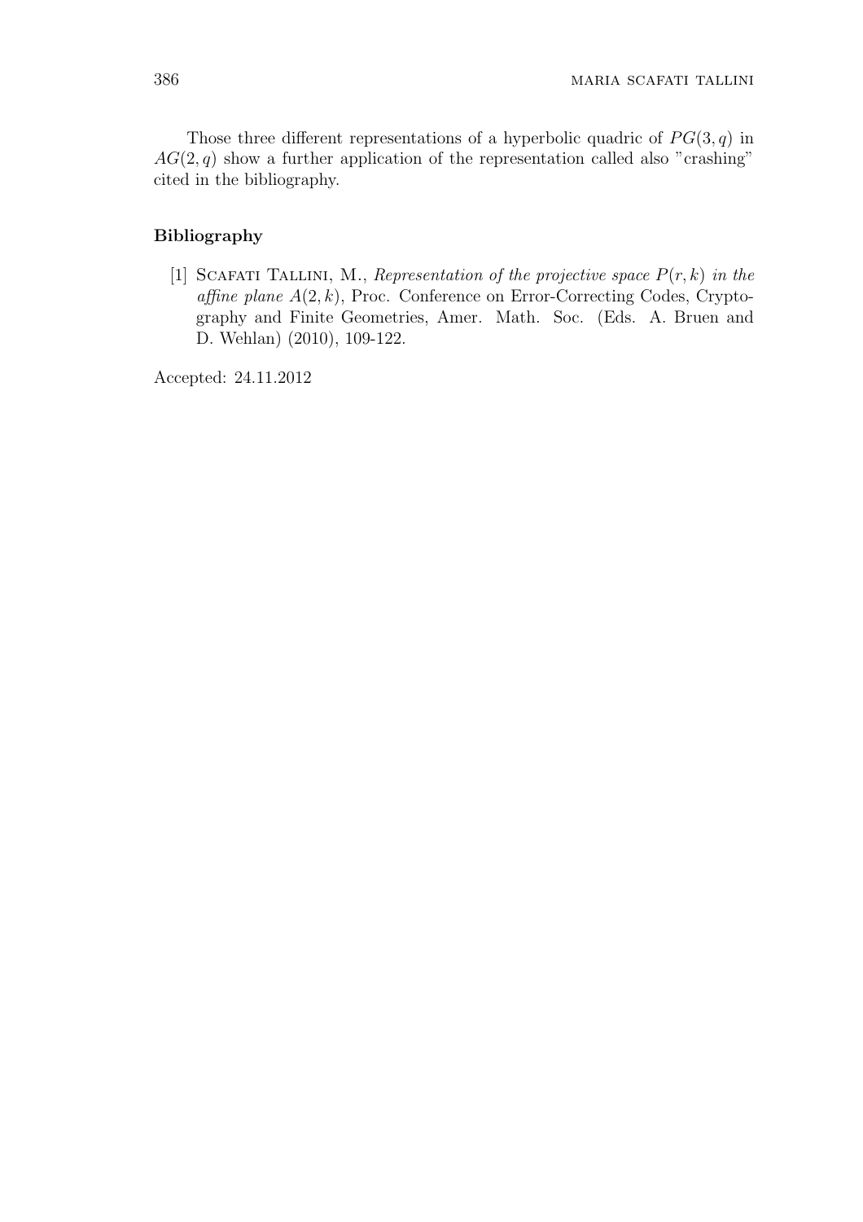Those three different representations of a hyperbolic quadric of $PG(3, q)$ in $AG(2, q)$ show a further application of the representation called also "crashing" cited in the bibliography.

## Bibliography

[1] Scafati Tallini, M., *Representation of the projective space $P(r, k)$ in the affine plane $A(2, k)$*, Proc. Conference on Error-Correcting Codes, Cryptography and Finite Geometries, Amer. Math. Soc. (Eds. A. Bruen and D. Wehlan) (2010), 109-122.

Accepted: 24.11.2012